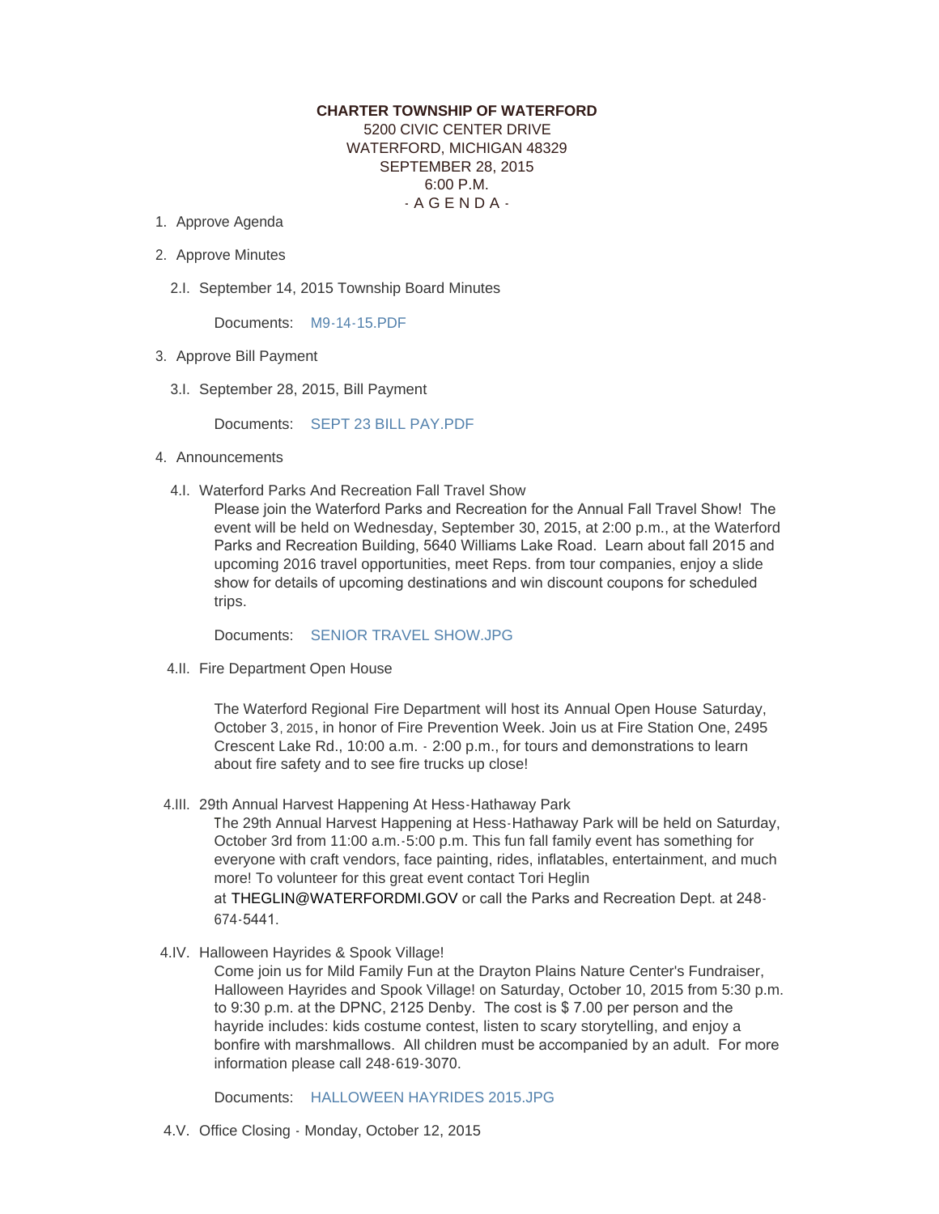**CHARTER TOWNSHIP OF WATERFORD**
5200 CIVIC CENTER DRIVE
WATERFORD, MICHIGAN 48329
SEPTEMBER 28, 2015
6:00 P.M.
- A G E N D A -

1. Approve Agenda

2. Approve Minutes

   2.I. September 14, 2015 Township Board Minutes

   Documents: M9-14-15.PDF

3. Approve Bill Payment

   3.I. September 28, 2015, Bill Payment

   Documents: SEPT 23 BILL PAY.PDF

4. Announcements

   4.I. Waterford Parks And Recreation Fall Travel Show

   Please join the Waterford Parks and Recreation for the Annual Fall Travel Show! The event will be held on Wednesday, September 30, 2015, at 2:00 p.m., at the Waterford Parks and Recreation Building, 5640 Williams Lake Road. Learn about fall 2015 and upcoming 2016 travel opportunities, meet Reps. from tour companies, enjoy a slide show for details of upcoming destinations and win discount coupons for scheduled trips.

   Documents: SENIOR TRAVEL SHOW.JPG

   4.II. Fire Department Open House

   The Waterford Regional Fire Department will host its Annual Open House Saturday, October 3, 2015, in honor of Fire Prevention Week. Join us at Fire Station One, 2495 Crescent Lake Rd., 10:00 a.m. - 2:00 p.m., for tours and demonstrations to learn about fire safety and to see fire trucks up close!

   4.III. 29th Annual Harvest Happening At Hess-Hathaway Park

   The 29th Annual Harvest Happening at Hess-Hathaway Park will be held on Saturday, October 3rd from 11:00 a.m.-5:00 p.m. This fun fall family event has something for everyone with craft vendors, face painting, rides, inflatables, entertainment, and much more! To volunteer for this great event contact Tori Heglin at THEGLIN@WATERFORDMI.GOV or call the Parks and Recreation Dept. at 248-674-5441.

   4.IV. Halloween Hayrides & Spook Village!

   Come join us for Mild Family Fun at the Drayton Plains Nature Center's Fundraiser, Halloween Hayrides and Spook Village! on Saturday, October 10, 2015 from 5:30 p.m. to 9:30 p.m. at the DPNC, 2125 Denby. The cost is $ 7.00 per person and the hayride includes: kids costume contest, listen to scary storytelling, and enjoy a bonfire with marshmallows. All children must be accompanied by an adult. For more information please call 248-619-3070.

   Documents: HALLOWEEN HAYRIDES 2015.JPG

   4.V. Office Closing - Monday, October 12, 2015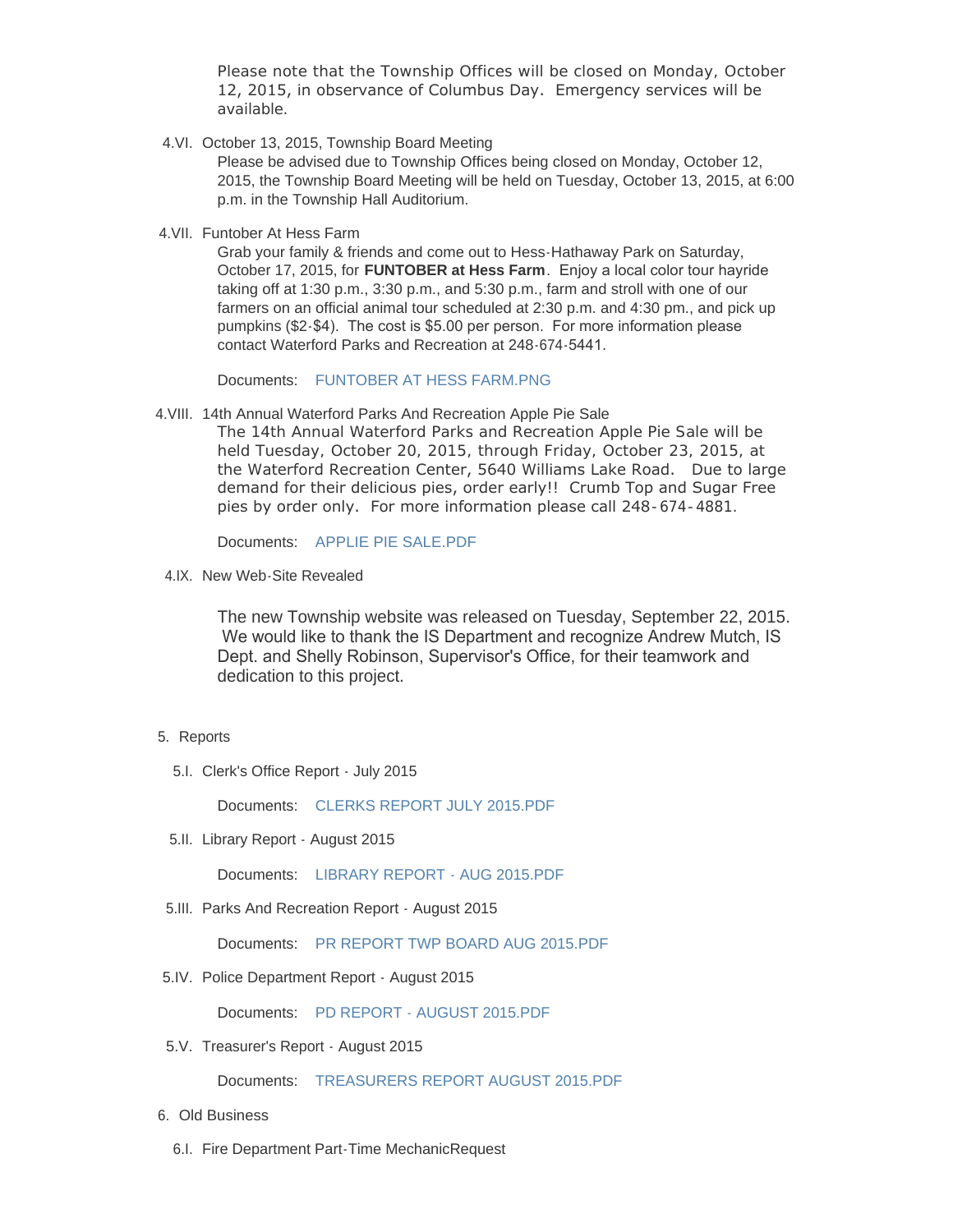Please note that the Township Offices will be closed on Monday, October 12, 2015, in observance of Columbus Day. Emergency services will be available.

4.VI. October 13, 2015, Township Board Meeting

Please be advised due to Township Offices being closed on Monday, October 12, 2015, the Township Board Meeting will be held on Tuesday, October 13, 2015, at 6:00 p.m. in the Township Hall Auditorium.

4.VII. Funtober At Hess Farm

Grab your family & friends and come out to Hess-Hathaway Park on Saturday, October 17, 2015, for **FUNTOBER at Hess Farm**. Enjoy a local color tour hayride taking off at 1:30 p.m., 3:30 p.m., and 5:30 p.m., farm and stroll with one of our farmers on an official animal tour scheduled at 2:30 p.m. and 4:30 pm., and pick up pumpkins ($2-$4). The cost is $5.00 per person. For more information please contact Waterford Parks and Recreation at 248-674-5441.

Documents: FUNTOBER AT HESS FARM.PNG

4.VIII. 14th Annual Waterford Parks And Recreation Apple Pie Sale

The 14th Annual Waterford Parks and Recreation Apple Pie Sale will be held Tuesday, October 20, 2015, through Friday, October 23, 2015, at the Waterford Recreation Center, 5640 Williams Lake Road. Due to large demand for their delicious pies, order early!! Crumb Top and Sugar Free pies by order only. For more information please call 248-674-4881.

Documents: APPLIE PIE SALE.PDF

4.IX. New Web-Site Revealed

The new Township website was released on Tuesday, September 22, 2015. We would like to thank the IS Department and recognize Andrew Mutch, IS Dept. and Shelly Robinson, Supervisor's Office, for their teamwork and dedication to this project.

5. Reports

5.I. Clerk's Office Report - July 2015

Documents: CLERKS REPORT JULY 2015.PDF

5.II. Library Report - August 2015

Documents: LIBRARY REPORT - AUG 2015.PDF

5.III. Parks And Recreation Report - August 2015

Documents: PR REPORT TWP BOARD AUG 2015.PDF

5.IV. Police Department Report - August 2015

Documents: PD REPORT - AUGUST 2015.PDF

5.V. Treasurer's Report - August 2015

Documents: TREASURERS REPORT AUGUST 2015.PDF

6. Old Business

6.I. Fire Department Part-Time MechanicRequest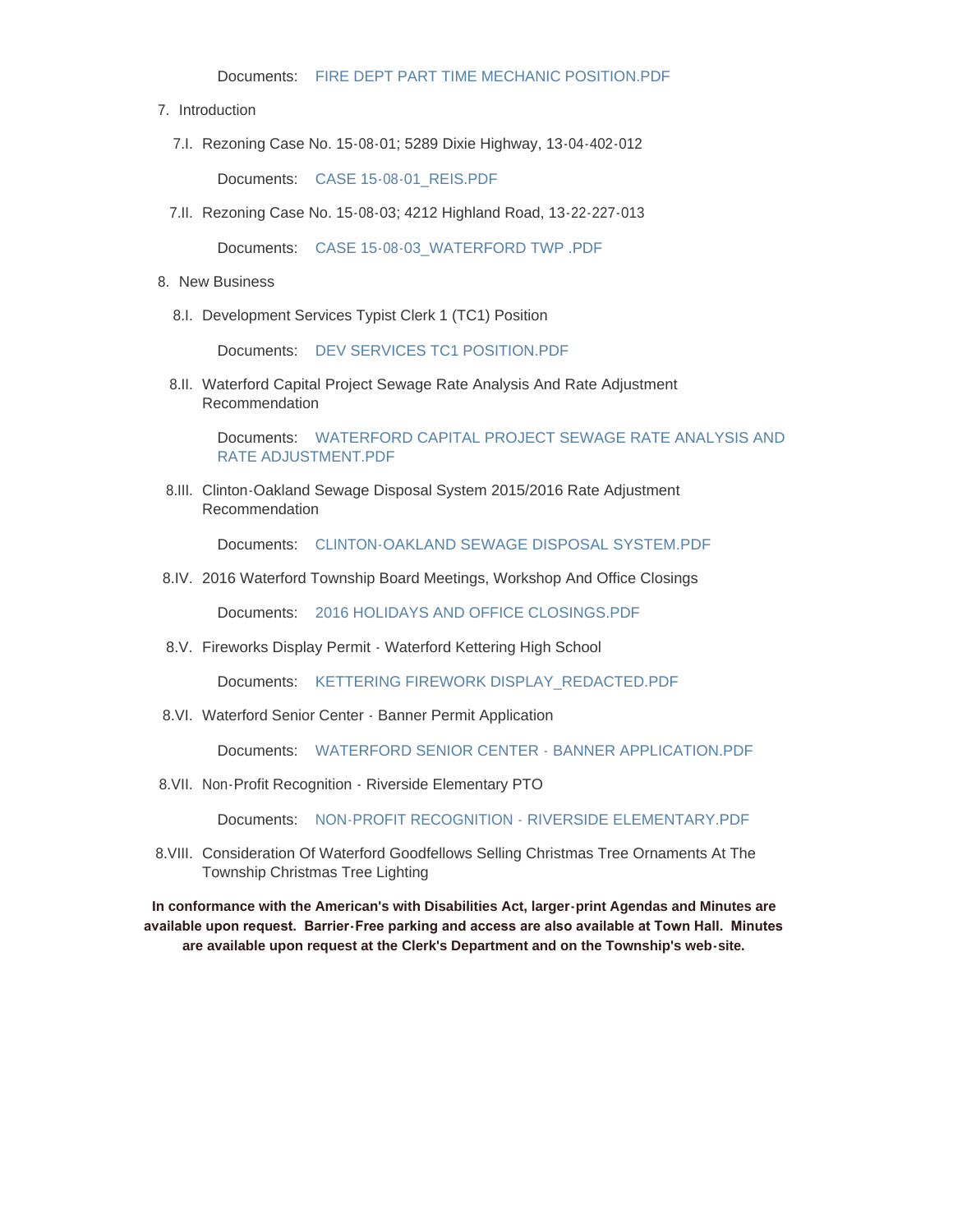Documents: FIRE DEPT PART TIME MECHANIC POSITION.PDF

7. Introduction

   7.I. Rezoning Case No. 15-08-01; 5289 Dixie Highway, 13-04-402-012

   Documents: CASE 15-08-01_REIS.PDF

   7.II. Rezoning Case No. 15-08-03; 4212 Highland Road, 13-22-227-013

   Documents: CASE 15-08-03_WATERFORD TWP .PDF

8. New Business

   8.I. Development Services Typist Clerk 1 (TC1) Position

   Documents: DEV SERVICES TC1 POSITION.PDF

   8.II. Waterford Capital Project Sewage Rate Analysis And Rate Adjustment Recommendation

   Documents: WATERFORD CAPITAL PROJECT SEWAGE RATE ANALYSIS AND RATE ADJUSTMENT.PDF

   8.III. Clinton-Oakland Sewage Disposal System 2015/2016 Rate Adjustment Recommendation

   Documents: CLINTON-OAKLAND SEWAGE DISPOSAL SYSTEM.PDF

   8.IV. 2016 Waterford Township Board Meetings, Workshop And Office Closings

   Documents: 2016 HOLIDAYS AND OFFICE CLOSINGS.PDF

   8.V. Fireworks Display Permit - Waterford Kettering High School

   Documents: KETTERING FIREWORK DISPLAY_REDACTED.PDF

   8.VI. Waterford Senior Center - Banner Permit Application

   Documents: WATERFORD SENIOR CENTER - BANNER APPLICATION.PDF

   8.VII. Non-Profit Recognition - Riverside Elementary PTO

   Documents: NON-PROFIT RECOGNITION - RIVERSIDE ELEMENTARY.PDF

   8.VIII. Consideration Of Waterford Goodfellows Selling Christmas Tree Ornaments At The Township Christmas Tree Lighting

**In conformance with the American's with Disabilities Act, larger-print Agendas and Minutes are available upon request. Barrier-Free parking and access are also available at Town Hall. Minutes are available upon request at the Clerk's Department and on the Township's web-site.**